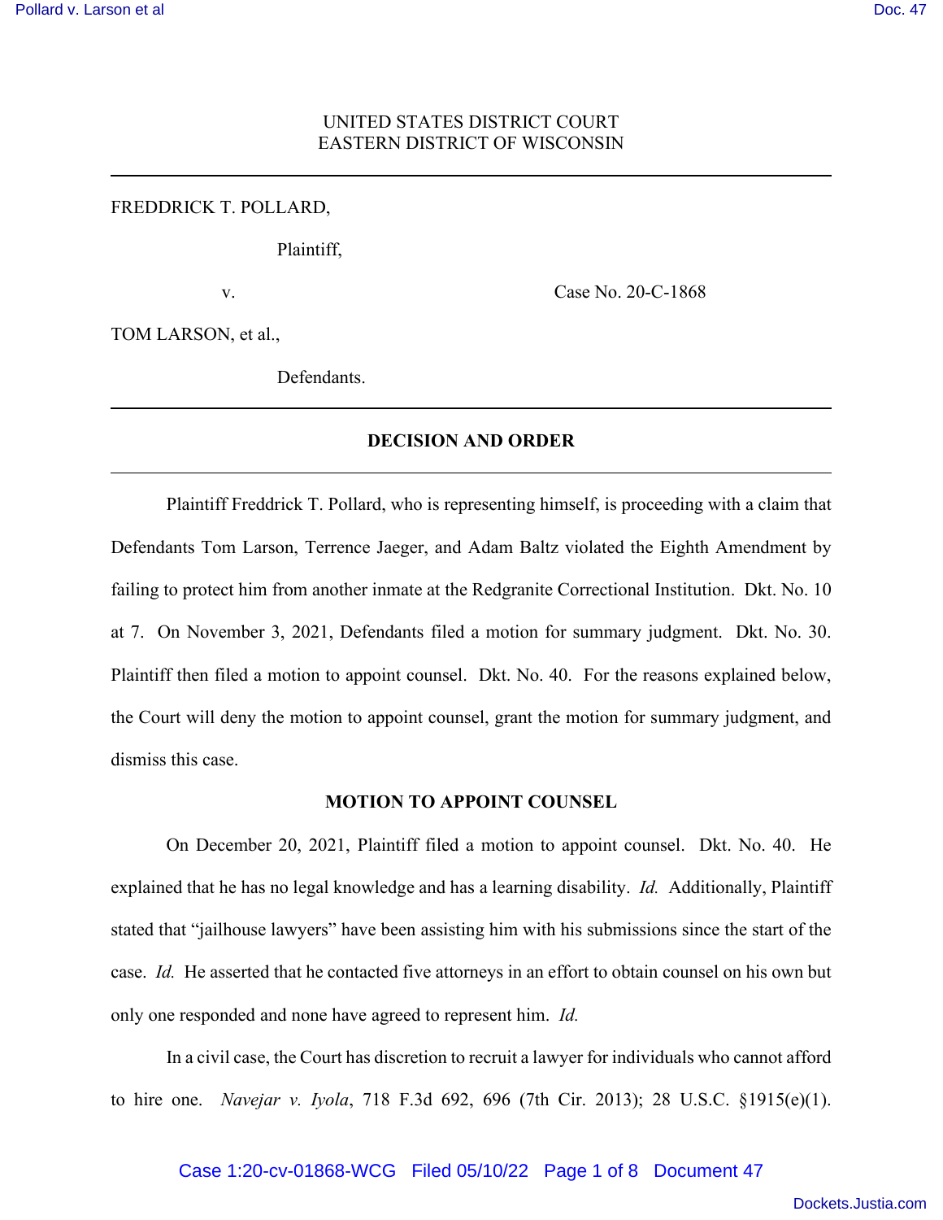UNITED STATES DISTRICT COURT
EASTERN DISTRICT OF WISCONSIN

---

FREDDRICK T. POLLARD,

Plaintiff,

v. Case No. 20-C-1868

TOM LARSON, et al.,

Defendants.

---

**DECISION AND ORDER**

---

Plaintiff Freddrick T. Pollard, who is representing himself, is proceeding with a claim that Defendants Tom Larson, Terrence Jaeger, and Adam Baltz violated the Eighth Amendment by failing to protect him from another inmate at the Redgranite Correctional Institution. Dkt. No. 10 at 7. On November 3, 2021, Defendants filed a motion for summary judgment. Dkt. No. 30. Plaintiff then filed a motion to appoint counsel. Dkt. No. 40. For the reasons explained below, the Court will deny the motion to appoint counsel, grant the motion for summary judgment, and dismiss this case.

**MOTION TO APPOINT COUNSEL**

On December 20, 2021, Plaintiff filed a motion to appoint counsel. Dkt. No. 40. He explained that he has no legal knowledge and has a learning disability. *Id.* Additionally, Plaintiff stated that "jailhouse lawyers" have been assisting him with his submissions since the start of the case. *Id.* He asserted that he contacted five attorneys in an effort to obtain counsel on his own but only one responded and none have agreed to represent him. *Id.*

In a civil case, the Court has discretion to recruit a lawyer for individuals who cannot afford to hire one. *Navejar v. Iyola*, 718 F.3d 692, 696 (7th Cir. 2013); 28 U.S.C. §1915(e)(1).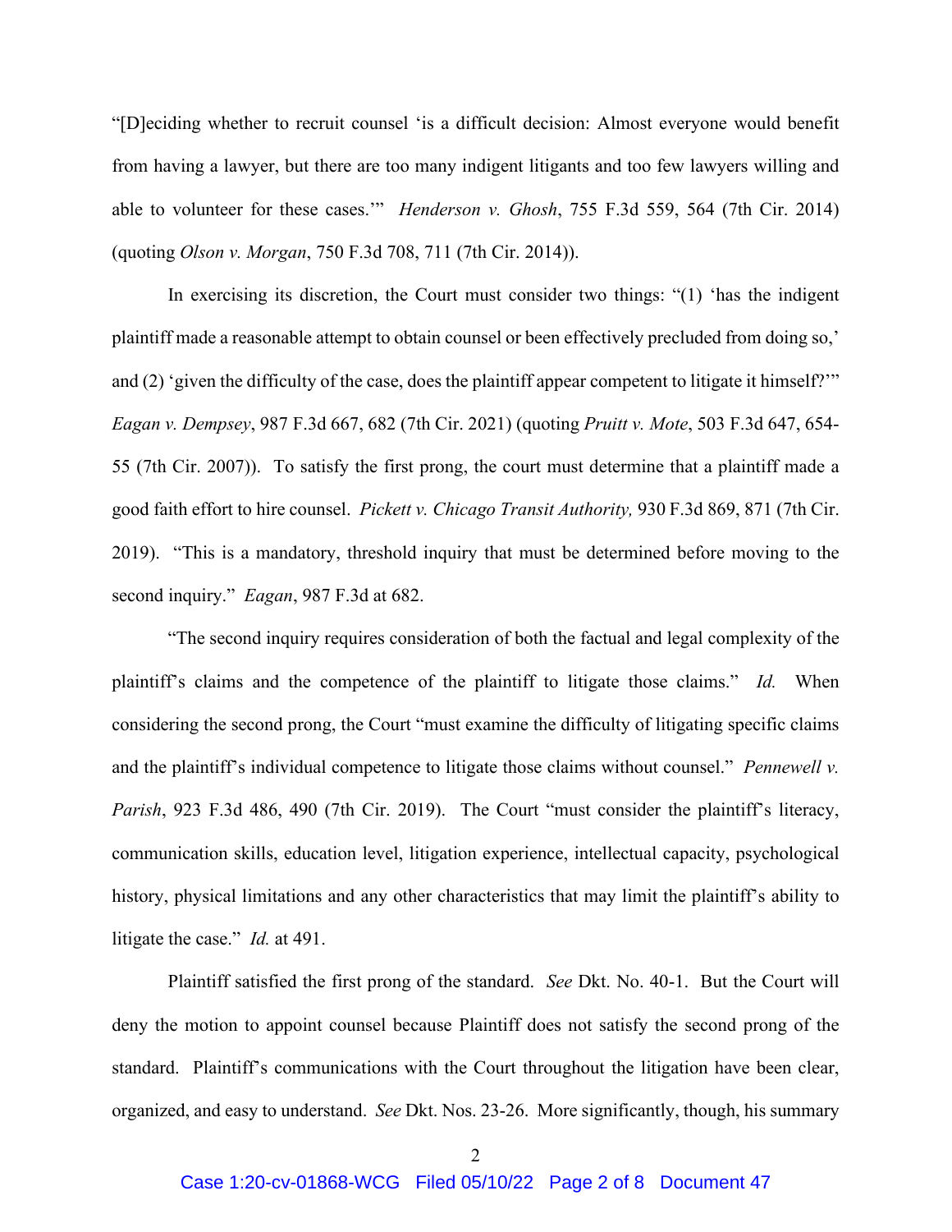"[D]eciding whether to recruit counsel 'is a difficult decision: Almost everyone would benefit from having a lawyer, but there are too many indigent litigants and too few lawyers willing and able to volunteer for these cases.'" *Henderson v. Ghosh*, 755 F.3d 559, 564 (7th Cir. 2014) (quoting *Olson v. Morgan*, 750 F.3d 708, 711 (7th Cir. 2014)).

In exercising its discretion, the Court must consider two things: "(1) 'has the indigent plaintiff made a reasonable attempt to obtain counsel or been effectively precluded from doing so,' and (2) 'given the difficulty of the case, does the plaintiff appear competent to litigate it himself?'" *Eagan v. Dempsey*, 987 F.3d 667, 682 (7th Cir. 2021) (quoting *Pruitt v. Mote*, 503 F.3d 647, 654-55 (7th Cir. 2007)). To satisfy the first prong, the court must determine that a plaintiff made a good faith effort to hire counsel. *Pickett v. Chicago Transit Authority,* 930 F.3d 869, 871 (7th Cir. 2019). "This is a mandatory, threshold inquiry that must be determined before moving to the second inquiry." *Eagan*, 987 F.3d at 682.

"The second inquiry requires consideration of both the factual and legal complexity of the plaintiff's claims and the competence of the plaintiff to litigate those claims." *Id.* When considering the second prong, the Court "must examine the difficulty of litigating specific claims and the plaintiff's individual competence to litigate those claims without counsel." *Pennewell v. Parish*, 923 F.3d 486, 490 (7th Cir. 2019). The Court "must consider the plaintiff's literacy, communication skills, education level, litigation experience, intellectual capacity, psychological history, physical limitations and any other characteristics that may limit the plaintiff's ability to litigate the case." *Id.* at 491.

Plaintiff satisfied the first prong of the standard. *See* Dkt. No. 40-1. But the Court will deny the motion to appoint counsel because Plaintiff does not satisfy the second prong of the standard. Plaintiff's communications with the Court throughout the litigation have been clear, organized, and easy to understand. *See* Dkt. Nos. 23-26. More significantly, though, his summary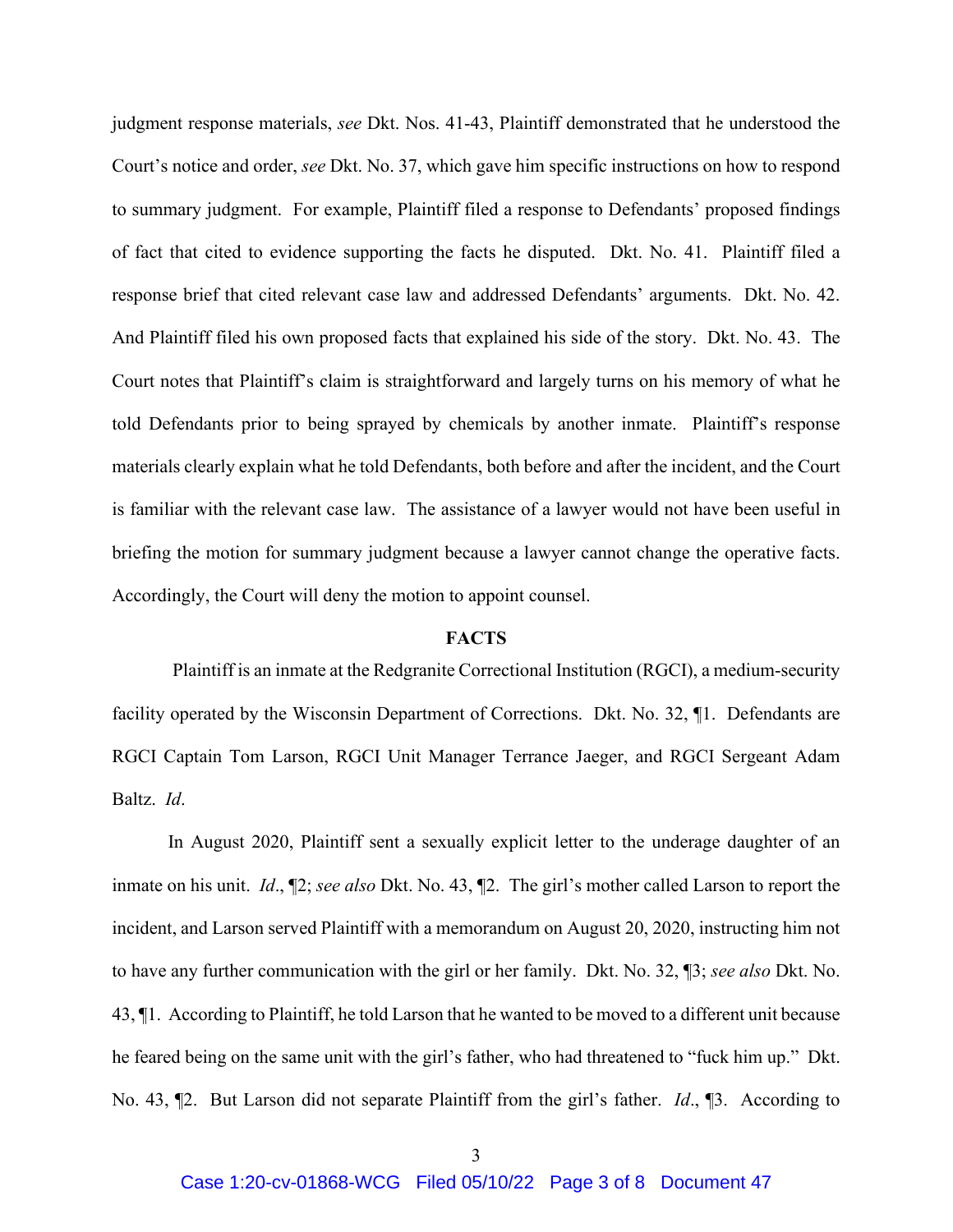judgment response materials, *see* Dkt. Nos. 41-43, Plaintiff demonstrated that he understood the Court's notice and order, *see* Dkt. No. 37, which gave him specific instructions on how to respond to summary judgment. For example, Plaintiff filed a response to Defendants' proposed findings of fact that cited to evidence supporting the facts he disputed. Dkt. No. 41. Plaintiff filed a response brief that cited relevant case law and addressed Defendants' arguments. Dkt. No. 42. And Plaintiff filed his own proposed facts that explained his side of the story. Dkt. No. 43. The Court notes that Plaintiff's claim is straightforward and largely turns on his memory of what he told Defendants prior to being sprayed by chemicals by another inmate. Plaintiff's response materials clearly explain what he told Defendants, both before and after the incident, and the Court is familiar with the relevant case law. The assistance of a lawyer would not have been useful in briefing the motion for summary judgment because a lawyer cannot change the operative facts. Accordingly, the Court will deny the motion to appoint counsel.

## FACTS

Plaintiff is an inmate at the Redgranite Correctional Institution (RGCI), a medium-security facility operated by the Wisconsin Department of Corrections. Dkt. No. 32, ¶1. Defendants are RGCI Captain Tom Larson, RGCI Unit Manager Terrance Jaeger, and RGCI Sergeant Adam Baltz. *Id*.

In August 2020, Plaintiff sent a sexually explicit letter to the underage daughter of an inmate on his unit. *Id*., ¶2; *see also* Dkt. No. 43, ¶2. The girl's mother called Larson to report the incident, and Larson served Plaintiff with a memorandum on August 20, 2020, instructing him not to have any further communication with the girl or her family. Dkt. No. 32, ¶3; *see also* Dkt. No. 43, ¶1. According to Plaintiff, he told Larson that he wanted to be moved to a different unit because he feared being on the same unit with the girl's father, who had threatened to "fuck him up." Dkt. No. 43, ¶2. But Larson did not separate Plaintiff from the girl's father. *Id*., ¶3. According to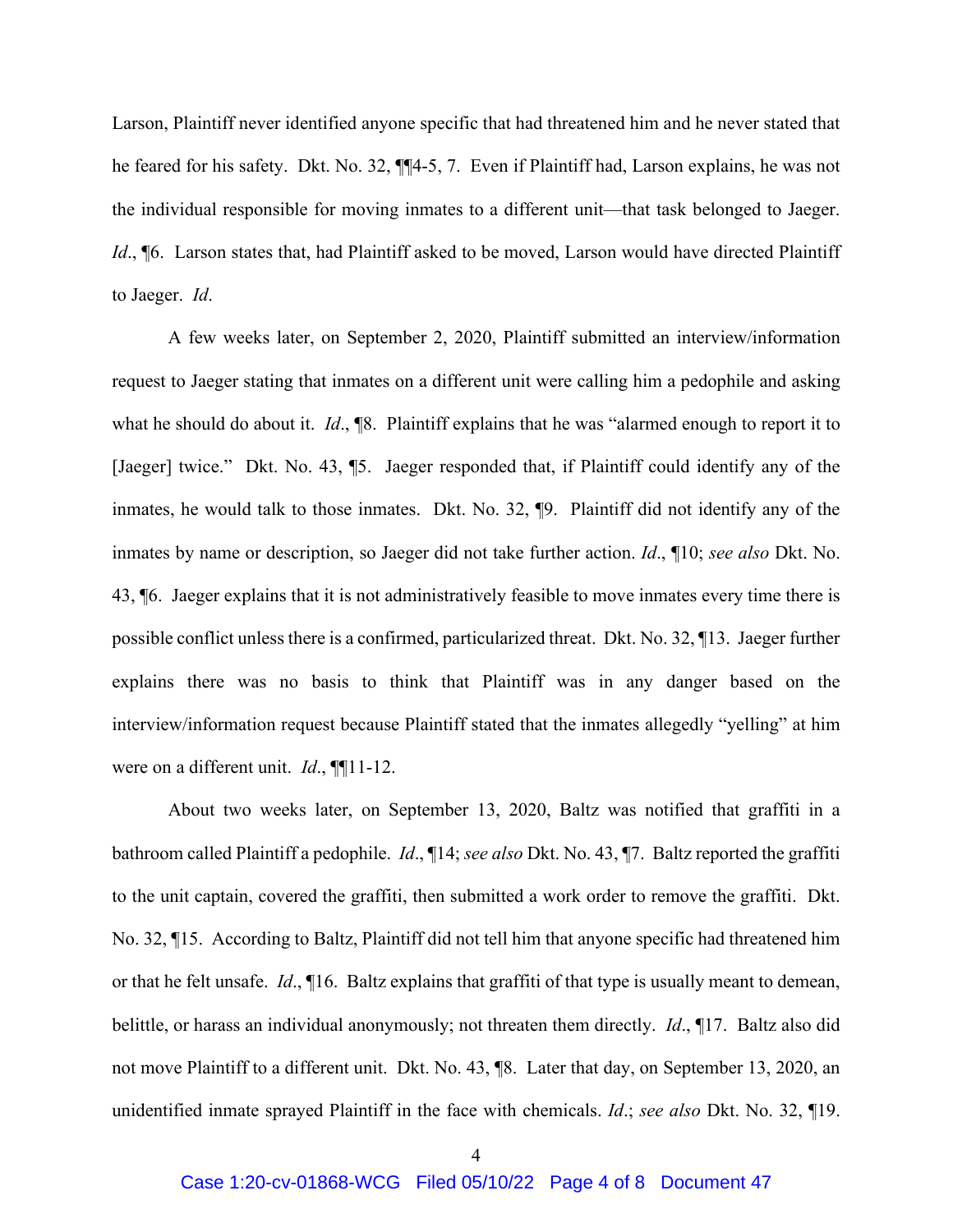Larson, Plaintiff never identified anyone specific that had threatened him and he never stated that he feared for his safety. Dkt. No. 32, ¶¶4-5, 7. Even if Plaintiff had, Larson explains, he was not the individual responsible for moving inmates to a different unit—that task belonged to Jaeger. *Id*., ¶6. Larson states that, had Plaintiff asked to be moved, Larson would have directed Plaintiff to Jaeger. *Id*.

A few weeks later, on September 2, 2020, Plaintiff submitted an interview/information request to Jaeger stating that inmates on a different unit were calling him a pedophile and asking what he should do about it. *Id*., ¶8. Plaintiff explains that he was "alarmed enough to report it to [Jaeger] twice." Dkt. No. 43, ¶5. Jaeger responded that, if Plaintiff could identify any of the inmates, he would talk to those inmates. Dkt. No. 32, ¶9. Plaintiff did not identify any of the inmates by name or description, so Jaeger did not take further action. *Id*., ¶10; *see also* Dkt. No. 43, ¶6. Jaeger explains that it is not administratively feasible to move inmates every time there is possible conflict unless there is a confirmed, particularized threat. Dkt. No. 32, ¶13. Jaeger further explains there was no basis to think that Plaintiff was in any danger based on the interview/information request because Plaintiff stated that the inmates allegedly "yelling" at him were on a different unit. *Id*., ¶¶11-12.

About two weeks later, on September 13, 2020, Baltz was notified that graffiti in a bathroom called Plaintiff a pedophile. *Id*., ¶14; *see also* Dkt. No. 43, ¶7. Baltz reported the graffiti to the unit captain, covered the graffiti, then submitted a work order to remove the graffiti. Dkt. No. 32, ¶15. According to Baltz, Plaintiff did not tell him that anyone specific had threatened him or that he felt unsafe. *Id*., ¶16. Baltz explains that graffiti of that type is usually meant to demean, belittle, or harass an individual anonymously; not threaten them directly. *Id*., ¶17. Baltz also did not move Plaintiff to a different unit. Dkt. No. 43, ¶8. Later that day, on September 13, 2020, an unidentified inmate sprayed Plaintiff in the face with chemicals. *Id*.; *see also* Dkt. No. 32, ¶19.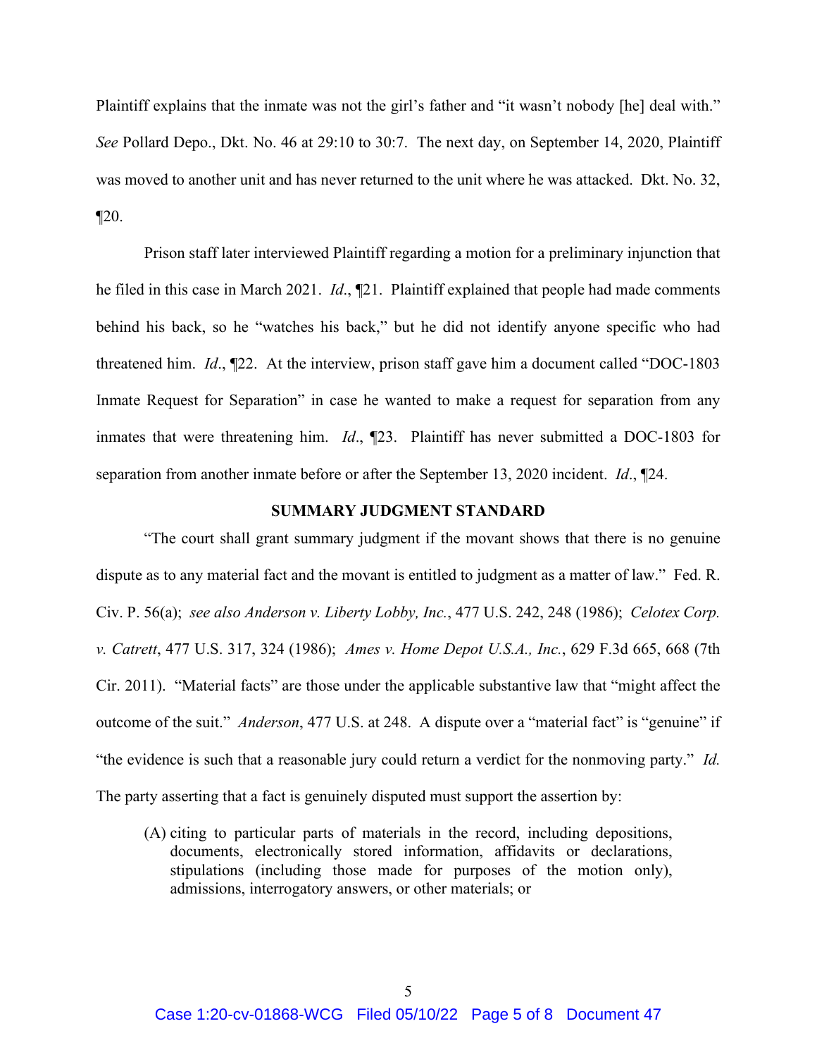Plaintiff explains that the inmate was not the girl's father and "it wasn't nobody [he] deal with." *See* Pollard Depo., Dkt. No. 46 at 29:10 to 30:7. The next day, on September 14, 2020, Plaintiff was moved to another unit and has never returned to the unit where he was attacked. Dkt. No. 32, ¶20.

Prison staff later interviewed Plaintiff regarding a motion for a preliminary injunction that he filed in this case in March 2021. *Id*., ¶21. Plaintiff explained that people had made comments behind his back, so he "watches his back," but he did not identify anyone specific who had threatened him. *Id*., ¶22. At the interview, prison staff gave him a document called "DOC-1803 Inmate Request for Separation" in case he wanted to make a request for separation from any inmates that were threatening him. *Id*., ¶23. Plaintiff has never submitted a DOC-1803 for separation from another inmate before or after the September 13, 2020 incident. *Id*., ¶24.

## SUMMARY JUDGMENT STANDARD

"The court shall grant summary judgment if the movant shows that there is no genuine dispute as to any material fact and the movant is entitled to judgment as a matter of law." Fed. R. Civ. P. 56(a); *see also Anderson v. Liberty Lobby, Inc.*, 477 U.S. 242, 248 (1986); *Celotex Corp. v. Catrett*, 477 U.S. 317, 324 (1986); *Ames v. Home Depot U.S.A., Inc.*, 629 F.3d 665, 668 (7th Cir. 2011). "Material facts" are those under the applicable substantive law that "might affect the outcome of the suit." *Anderson*, 477 U.S. at 248. A dispute over a "material fact" is "genuine" if "the evidence is such that a reasonable jury could return a verdict for the nonmoving party." *Id.* The party asserting that a fact is genuinely disputed must support the assertion by:

> (A) citing to particular parts of materials in the record, including depositions, documents, electronically stored information, affidavits or declarations, stipulations (including those made for purposes of the motion only), admissions, interrogatory answers, or other materials; or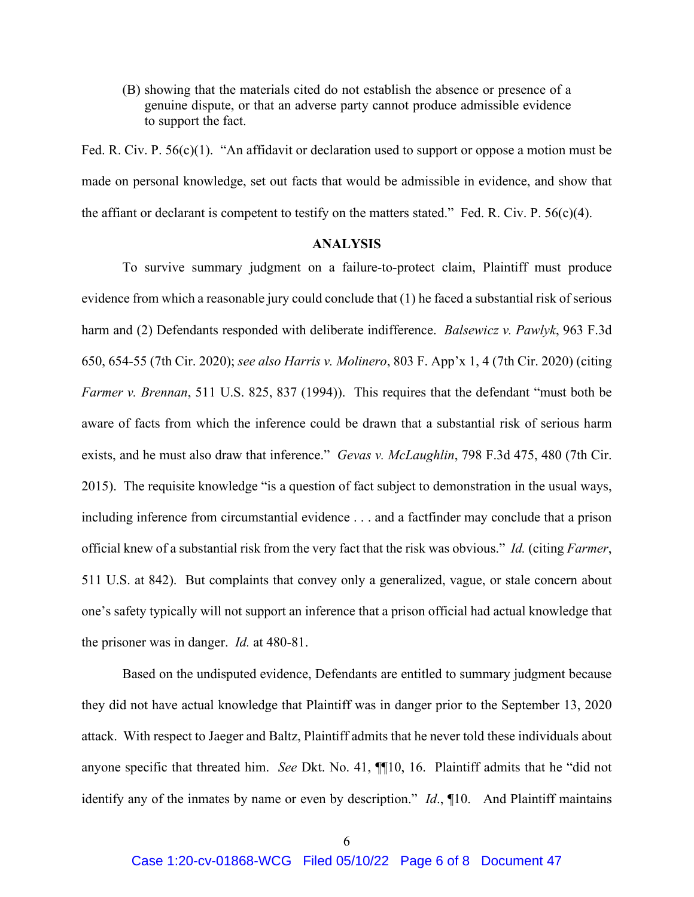(B) showing that the materials cited do not establish the absence or presence of a genuine dispute, or that an adverse party cannot produce admissible evidence to support the fact.

Fed. R. Civ. P. 56(c)(1). "An affidavit or declaration used to support or oppose a motion must be made on personal knowledge, set out facts that would be admissible in evidence, and show that the affiant or declarant is competent to testify on the matters stated." Fed. R. Civ. P. 56(c)(4).

## ANALYSIS

To survive summary judgment on a failure-to-protect claim, Plaintiff must produce evidence from which a reasonable jury could conclude that (1) he faced a substantial risk of serious harm and (2) Defendants responded with deliberate indifference. *Balsewicz v. Pawlyk*, 963 F.3d 650, 654-55 (7th Cir. 2020); *see also Harris v. Molinero*, 803 F. App'x 1, 4 (7th Cir. 2020) (citing *Farmer v. Brennan*, 511 U.S. 825, 837 (1994)). This requires that the defendant "must both be aware of facts from which the inference could be drawn that a substantial risk of serious harm exists, and he must also draw that inference." *Gevas v. McLaughlin*, 798 F.3d 475, 480 (7th Cir. 2015). The requisite knowledge "is a question of fact subject to demonstration in the usual ways, including inference from circumstantial evidence . . . and a factfinder may conclude that a prison official knew of a substantial risk from the very fact that the risk was obvious." *Id.* (citing *Farmer*, 511 U.S. at 842). But complaints that convey only a generalized, vague, or stale concern about one's safety typically will not support an inference that a prison official had actual knowledge that the prisoner was in danger. *Id.* at 480-81.

Based on the undisputed evidence, Defendants are entitled to summary judgment because they did not have actual knowledge that Plaintiff was in danger prior to the September 13, 2020 attack. With respect to Jaeger and Baltz, Plaintiff admits that he never told these individuals about anyone specific that threated him. *See* Dkt. No. 41, ¶¶10, 16. Plaintiff admits that he "did not identify any of the inmates by name or even by description." *Id.*, ¶10. And Plaintiff maintains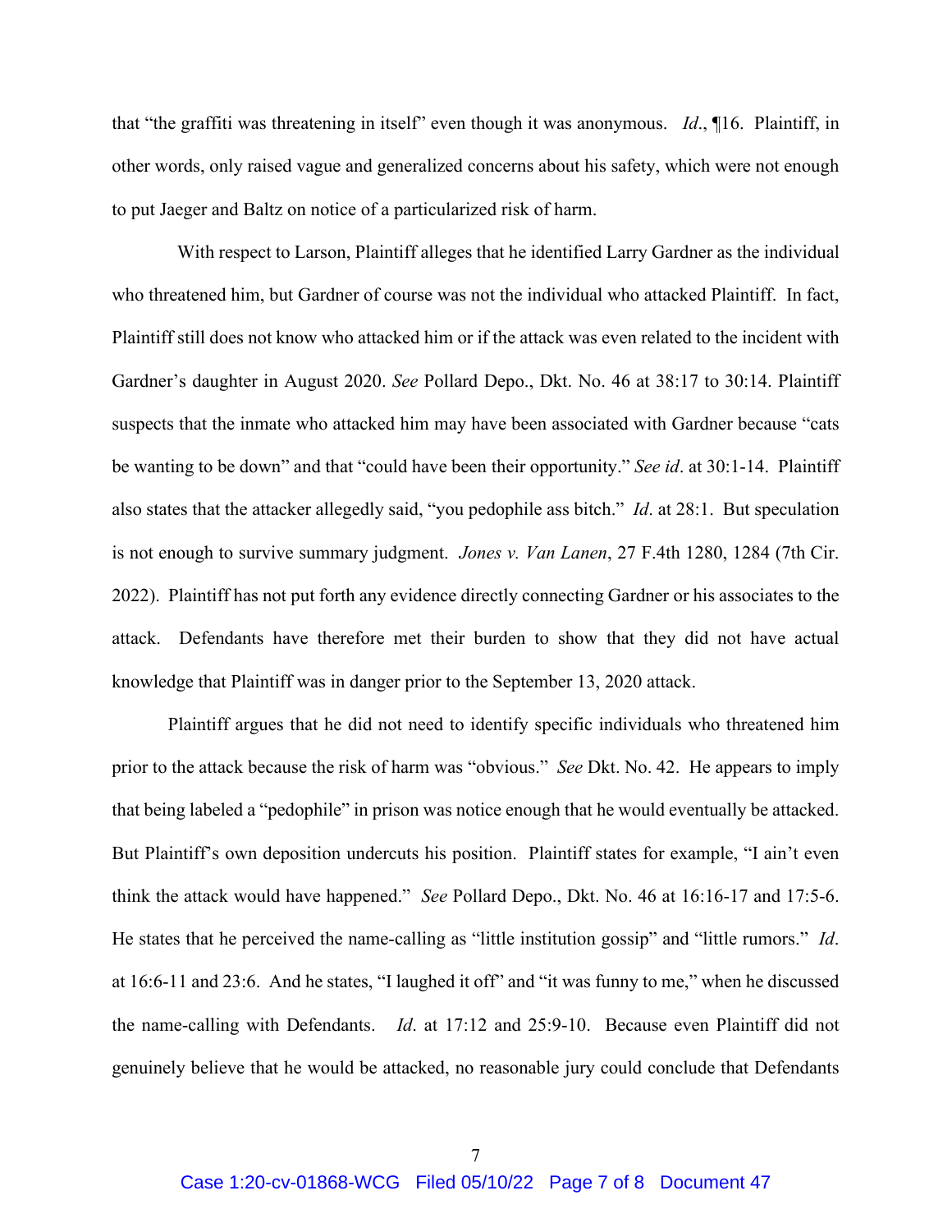that "the graffiti was threatening in itself" even though it was anonymous. *Id*., ¶16. Plaintiff, in other words, only raised vague and generalized concerns about his safety, which were not enough to put Jaeger and Baltz on notice of a particularized risk of harm.

With respect to Larson, Plaintiff alleges that he identified Larry Gardner as the individual who threatened him, but Gardner of course was not the individual who attacked Plaintiff. In fact, Plaintiff still does not know who attacked him or if the attack was even related to the incident with Gardner's daughter in August 2020. *See* Pollard Depo., Dkt. No. 46 at 38:17 to 30:14. Plaintiff suspects that the inmate who attacked him may have been associated with Gardner because "cats be wanting to be down" and that "could have been their opportunity." *See id*. at 30:1-14. Plaintiff also states that the attacker allegedly said, "you pedophile ass bitch." *Id*. at 28:1. But speculation is not enough to survive summary judgment. *Jones v. Van Lanen*, 27 F.4th 1280, 1284 (7th Cir. 2022). Plaintiff has not put forth any evidence directly connecting Gardner or his associates to the attack. Defendants have therefore met their burden to show that they did not have actual knowledge that Plaintiff was in danger prior to the September 13, 2020 attack.

Plaintiff argues that he did not need to identify specific individuals who threatened him prior to the attack because the risk of harm was "obvious." *See* Dkt. No. 42. He appears to imply that being labeled a "pedophile" in prison was notice enough that he would eventually be attacked. But Plaintiff's own deposition undercuts his position. Plaintiff states for example, "I ain't even think the attack would have happened." *See* Pollard Depo., Dkt. No. 46 at 16:16-17 and 17:5-6. He states that he perceived the name-calling as "little institution gossip" and "little rumors." *Id*. at 16:6-11 and 23:6. And he states, "I laughed it off" and "it was funny to me," when he discussed the name-calling with Defendants. *Id*. at 17:12 and 25:9-10. Because even Plaintiff did not genuinely believe that he would be attacked, no reasonable jury could conclude that Defendants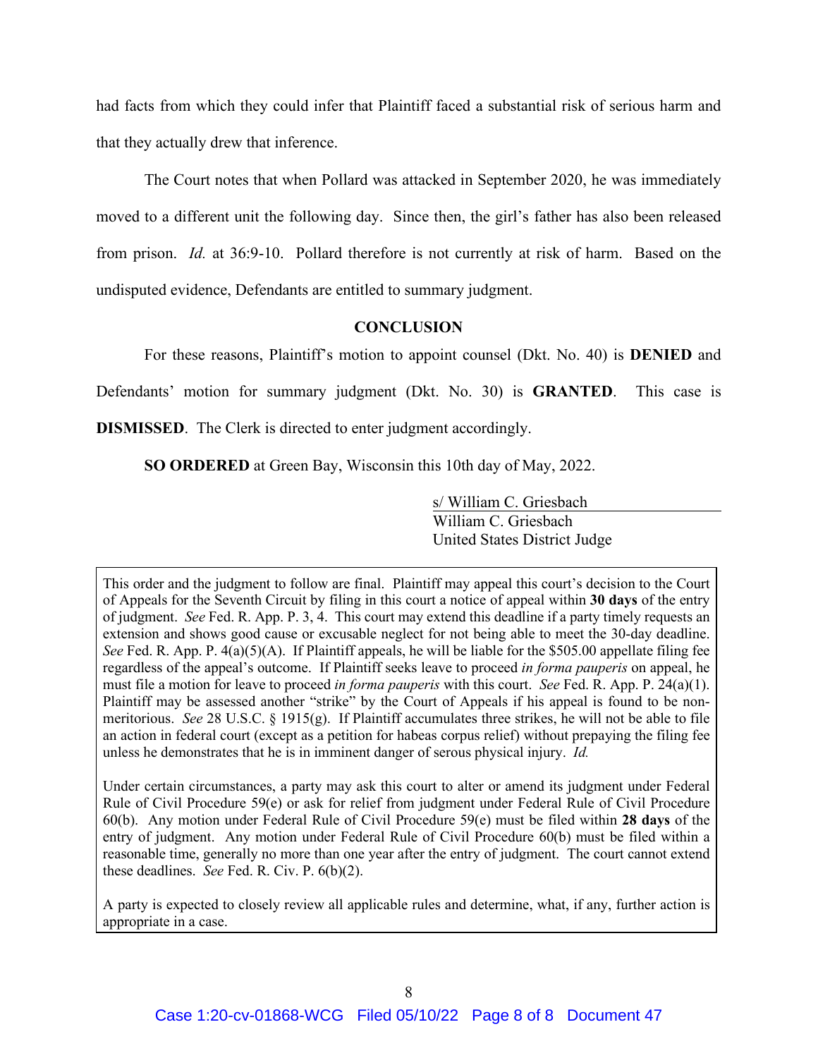had facts from which they could infer that Plaintiff faced a substantial risk of serious harm and that they actually drew that inference.

The Court notes that when Pollard was attacked in September 2020, he was immediately moved to a different unit the following day. Since then, the girl's father has also been released from prison. *Id.* at 36:9-10. Pollard therefore is not currently at risk of harm. Based on the undisputed evidence, Defendants are entitled to summary judgment.

## CONCLUSION

For these reasons, Plaintiff's motion to appoint counsel (Dkt. No. 40) is **DENIED** and Defendants' motion for summary judgment (Dkt. No. 30) is **GRANTED**. This case is **DISMISSED**. The Clerk is directed to enter judgment accordingly.

**SO ORDERED** at Green Bay, Wisconsin this 10th day of May, 2022.

s/ William C. Griesbach
William C. Griesbach
United States District Judge

This order and the judgment to follow are final. Plaintiff may appeal this court's decision to the Court of Appeals for the Seventh Circuit by filing in this court a notice of appeal within **30 days** of the entry of judgment. *See* Fed. R. App. P. 3, 4. This court may extend this deadline if a party timely requests an extension and shows good cause or excusable neglect for not being able to meet the 30-day deadline. *See* Fed. R. App. P. 4(a)(5)(A). If Plaintiff appeals, he will be liable for the $505.00 appellate filing fee regardless of the appeal's outcome. If Plaintiff seeks leave to proceed *in forma pauperis* on appeal, he must file a motion for leave to proceed *in forma pauperis* with this court. *See* Fed. R. App. P. 24(a)(1). Plaintiff may be assessed another "strike" by the Court of Appeals if his appeal is found to be non-meritorious. *See* 28 U.S.C. § 1915(g). If Plaintiff accumulates three strikes, he will not be able to file an action in federal court (except as a petition for habeas corpus relief) without prepaying the filing fee unless he demonstrates that he is in imminent danger of serous physical injury. *Id.*

Under certain circumstances, a party may ask this court to alter or amend its judgment under Federal Rule of Civil Procedure 59(e) or ask for relief from judgment under Federal Rule of Civil Procedure 60(b). Any motion under Federal Rule of Civil Procedure 59(e) must be filed within **28 days** of the entry of judgment. Any motion under Federal Rule of Civil Procedure 60(b) must be filed within a reasonable time, generally no more than one year after the entry of judgment. The court cannot extend these deadlines. *See* Fed. R. Civ. P. 6(b)(2).

A party is expected to closely review all applicable rules and determine, what, if any, further action is appropriate in a case.